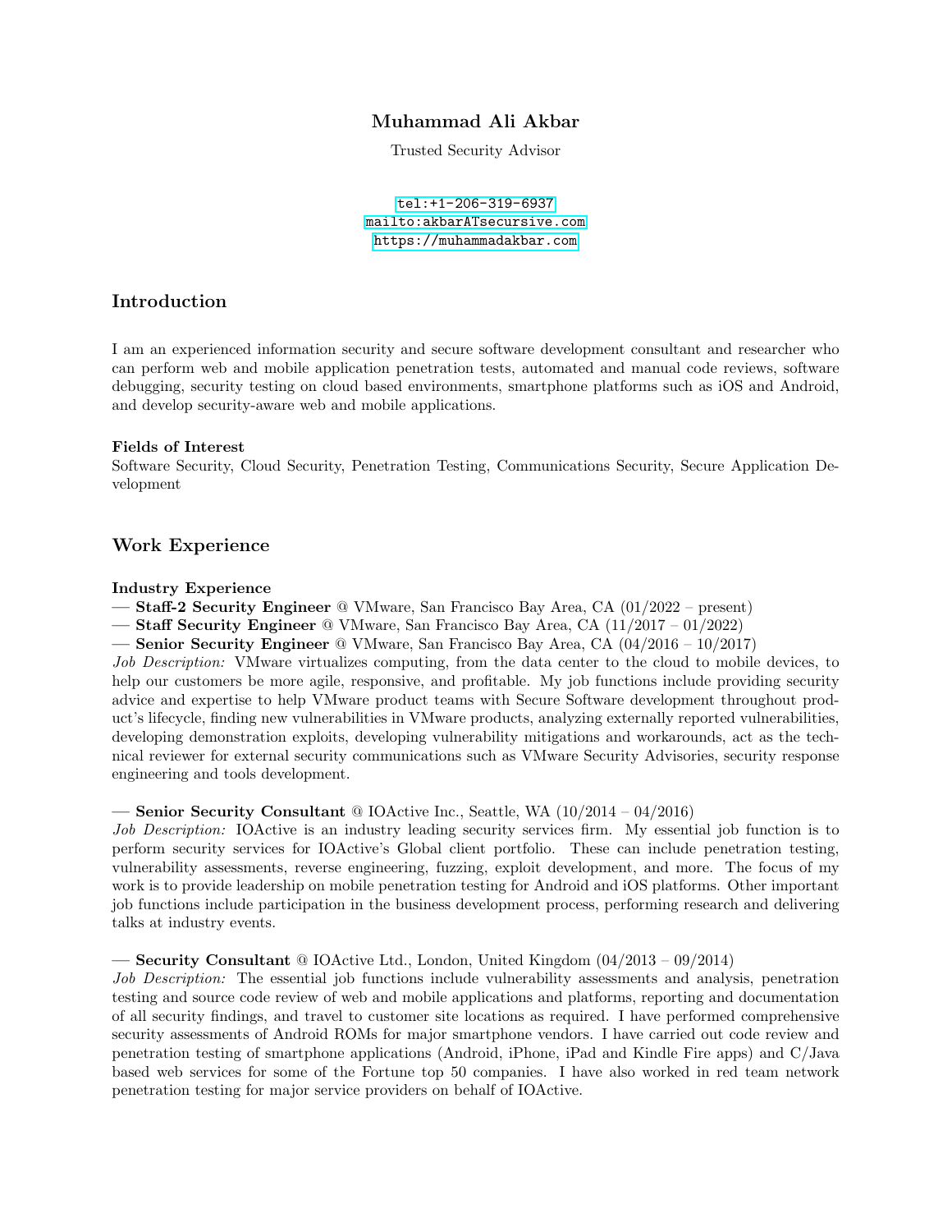# Muhammad Ali Akbar

Trusted Security Advisor

tel:+1-206-319-6937
mailto:akbarATsecursive.com
https://muhammadakbar.com

## Introduction

I am an experienced information security and secure software development consultant and researcher who can perform web and mobile application penetration tests, automated and manual code reviews, software debugging, security testing on cloud based environments, smartphone platforms such as iOS and Android, and develop security-aware web and mobile applications.

### Fields of Interest

Software Security, Cloud Security, Penetration Testing, Communications Security, Secure Application Development

## Work Experience

### Industry Experience

— **Staff-2 Security Engineer** @ VMware, San Francisco Bay Area, CA (01/2022 – present)
— **Staff Security Engineer** @ VMware, San Francisco Bay Area, CA (11/2017 – 01/2022)
— **Senior Security Engineer** @ VMware, San Francisco Bay Area, CA (04/2016 – 10/2017)
*Job Description:* VMware virtualizes computing, from the data center to the cloud to mobile devices, to help our customers be more agile, responsive, and profitable. My job functions include providing security advice and expertise to help VMware product teams with Secure Software development throughout product's lifecycle, finding new vulnerabilities in VMware products, analyzing externally reported vulnerabilities, developing demonstration exploits, developing vulnerability mitigations and workarounds, act as the technical reviewer for external security communications such as VMware Security Advisories, security response engineering and tools development.

— **Senior Security Consultant** @ IOActive Inc., Seattle, WA (10/2014 – 04/2016)
*Job Description:* IOActive is an industry leading security services firm. My essential job function is to perform security services for IOActive's Global client portfolio. These can include penetration testing, vulnerability assessments, reverse engineering, fuzzing, exploit development, and more. The focus of my work is to provide leadership on mobile penetration testing for Android and iOS platforms. Other important job functions include participation in the business development process, performing research and delivering talks at industry events.

— **Security Consultant** @ IOActive Ltd., London, United Kingdom (04/2013 – 09/2014)
*Job Description:* The essential job functions include vulnerability assessments and analysis, penetration testing and source code review of web and mobile applications and platforms, reporting and documentation of all security findings, and travel to customer site locations as required. I have performed comprehensive security assessments of Android ROMs for major smartphone vendors. I have carried out code review and penetration testing of smartphone applications (Android, iPhone, iPad and Kindle Fire apps) and C/Java based web services for some of the Fortune top 50 companies. I have also worked in red team network penetration testing for major service providers on behalf of IOActive.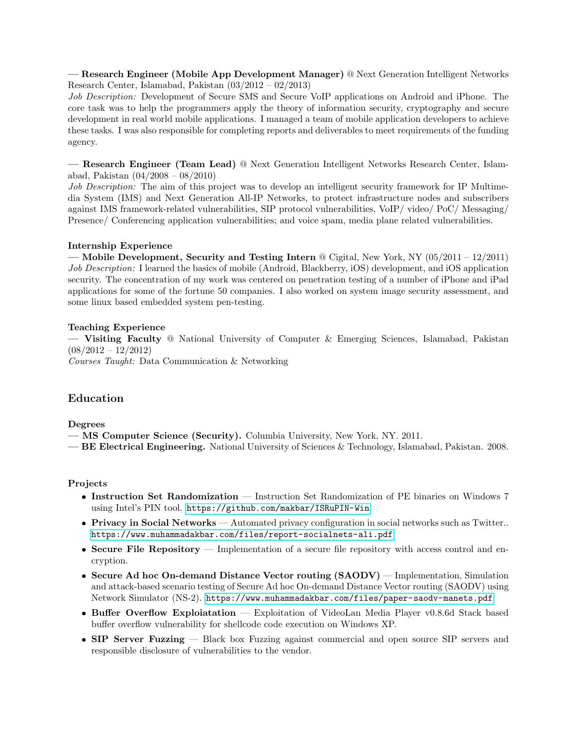— **Research Engineer (Mobile App Development Manager)** @ Next Generation Intelligent Networks Research Center, Islamabad, Pakistan (03/2012 – 02/2013)
*Job Description:* Development of Secure SMS and Secure VoIP applications on Android and iPhone. The core task was to help the programmers apply the theory of information security, cryptography and secure development in real world mobile applications. I managed a team of mobile application developers to achieve these tasks. I was also responsible for completing reports and deliverables to meet requirements of the funding agency.

— **Research Engineer (Team Lead)** @ Next Generation Intelligent Networks Research Center, Islamabad, Pakistan (04/2008 – 08/2010)
*Job Description:* The aim of this project was to develop an intelligent security framework for IP Multimedia System (IMS) and Next Generation All-IP Networks, to protect infrastructure nodes and subscribers against IMS framework-related vulnerabilities, SIP protocol vulnerabilities, VoIP/ video/ PoC/ Messaging/ Presence/ Conferencing application vulnerabilities; and voice spam, media plane related vulnerabilities.

### Internship Experience

— **Mobile Development, Security and Testing Intern** @ Cigital, New York, NY (05/2011 – 12/2011)
*Job Description:* I learned the basics of mobile (Android, Blackberry, iOS) development, and iOS application security. The concentration of my work was centered on penetration testing of a number of iPhone and iPad applications for some of the fortune 50 companies. I also worked on system image security assessment, and some linux based embedded system pen-testing.

### Teaching Experience

— **Visiting Faculty** @ National University of Computer & Emerging Sciences, Islamabad, Pakistan (08/2012 – 12/2012)
*Courses Taught:* Data Communication & Networking

## Education

### Degrees

— **MS Computer Science (Security).** Columbia University, New York, NY. 2011.
— **BE Electrical Engineering.** National University of Sciences & Technology, Islamabad, Pakistan. 2008.

### Projects

- **Instruction Set Randomization** — Instruction Set Randomization of PE binaries on Windows 7 using Intel's PIN tool. `https://github.com/makbar/ISRuPIN-Win`
- **Privacy in Social Networks** — Automated privacy configuration in social networks such as Twitter.. `https://www.muhammadakbar.com/files/report-socialnets-ali.pdf`
- **Secure File Repository** — Implementation of a secure file repository with access control and encryption.
- **Secure Ad hoc On-demand Distance Vector routing (SAODV)** — Implementation, Simulation and attack-based scenario testing of Secure Ad hoc On-demand Distance Vector routing (SAODV) using Network Simulator (NS-2). `https://www.muhammadakbar.com/files/paper-saodv-manets.pdf`
- **Buffer Overflow Exploiatation** — Exploitation of VideoLan Media Player v0.8.6d Stack based buffer overflow vulnerability for shellcode code execution on Windows XP.
- **SIP Server Fuzzing** — Black box Fuzzing against commercial and open source SIP servers and responsible disclosure of vulnerabilities to the vendor.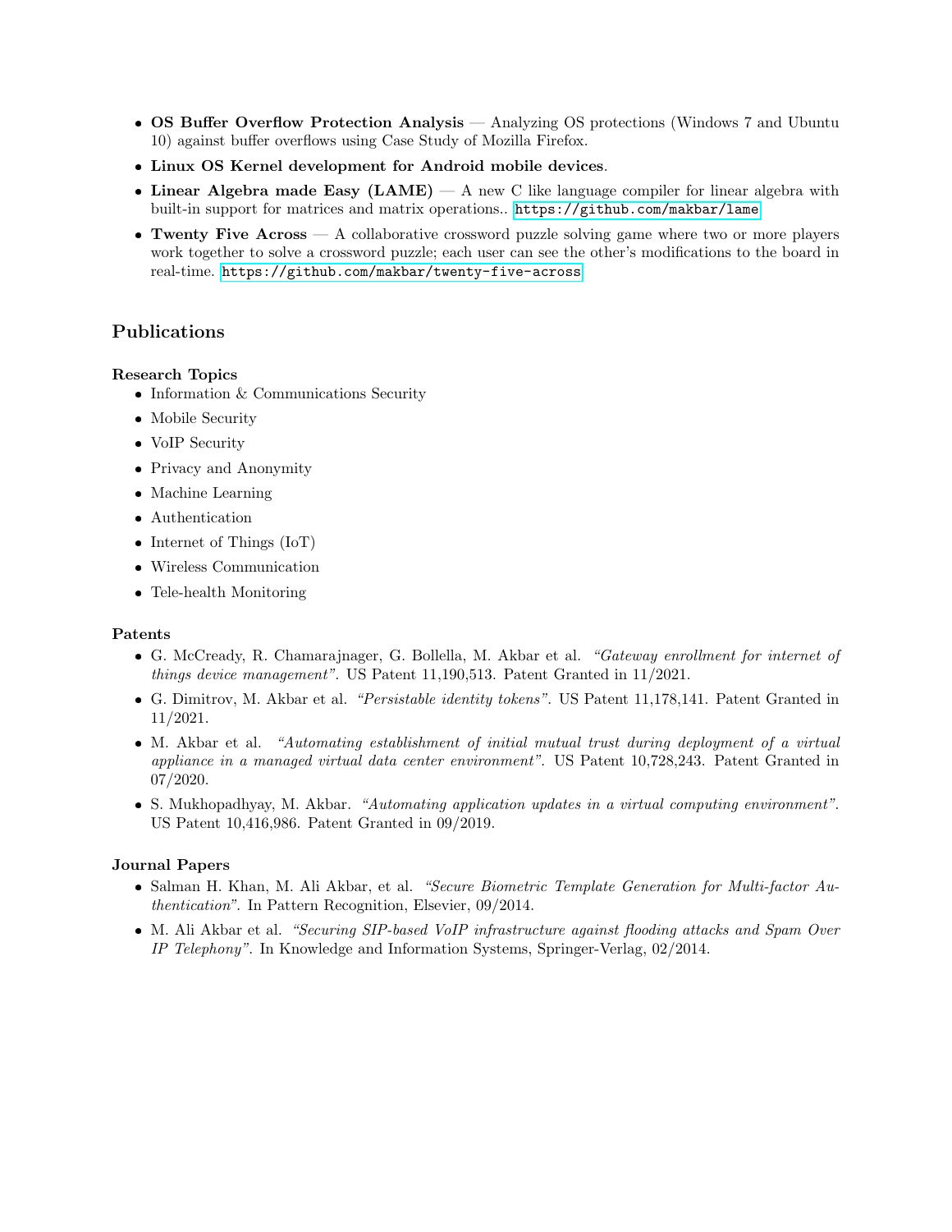- **OS Buffer Overflow Protection Analysis** — Analyzing OS protections (Windows 7 and Ubuntu 10) against buffer overflows using Case Study of Mozilla Firefox.
- **Linux OS Kernel development for Android mobile devices**.
- **Linear Algebra made Easy (LAME)** — A new C like language compiler for linear algebra with built-in support for matrices and matrix operations.. `https://github.com/makbar/lame`
- **Twenty Five Across** — A collaborative crossword puzzle solving game where two or more players work together to solve a crossword puzzle; each user can see the other's modifications to the board in real-time. `https://github.com/makbar/twenty-five-across`

## Publications

### Research Topics

- Information & Communications Security
- Mobile Security
- VoIP Security
- Privacy and Anonymity
- Machine Learning
- Authentication
- Internet of Things (IoT)
- Wireless Communication
- Tele-health Monitoring

### Patents

- G. McCready, R. Chamarajnager, G. Bollella, M. Akbar et al. *"Gateway enrollment for internet of things device management"*. US Patent 11,190,513. Patent Granted in 11/2021.
- G. Dimitrov, M. Akbar et al. *"Persistable identity tokens"*. US Patent 11,178,141. Patent Granted in 11/2021.
- M. Akbar et al. *"Automating establishment of initial mutual trust during deployment of a virtual appliance in a managed virtual data center environment"*. US Patent 10,728,243. Patent Granted in 07/2020.
- S. Mukhopadhyay, M. Akbar. *"Automating application updates in a virtual computing environment"*. US Patent 10,416,986. Patent Granted in 09/2019.

### Journal Papers

- Salman H. Khan, M. Ali Akbar, et al. *"Secure Biometric Template Generation for Multi-factor Authentication"*. In Pattern Recognition, Elsevier, 09/2014.
- M. Ali Akbar et al. *"Securing SIP-based VoIP infrastructure against flooding attacks and Spam Over IP Telephony"*. In Knowledge and Information Systems, Springer-Verlag, 02/2014.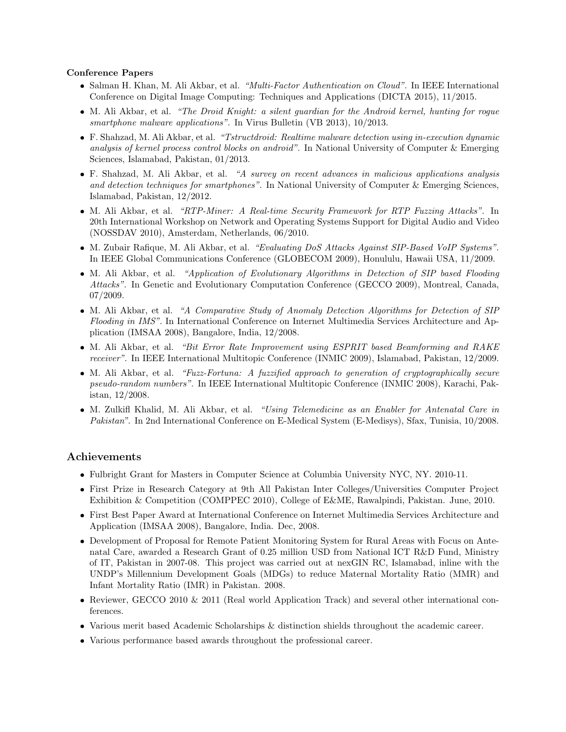**Conference Papers**

- Salman H. Khan, M. Ali Akbar, et al. *"Multi-Factor Authentication on Cloud"*. In IEEE International Conference on Digital Image Computing: Techniques and Applications (DICTA 2015), 11/2015.
- M. Ali Akbar, et al. *"The Droid Knight: a silent guardian for the Android kernel, hunting for rogue smartphone malware applications"*. In Virus Bulletin (VB 2013), 10/2013.
- F. Shahzad, M. Ali Akbar, et al. *"Tstructdroid: Realtime malware detection using in-execution dynamic analysis of kernel process control blocks on android"*. In National University of Computer & Emerging Sciences, Islamabad, Pakistan, 01/2013.
- F. Shahzad, M. Ali Akbar, et al. *"A survey on recent advances in malicious applications analysis and detection techniques for smartphones"*. In National University of Computer & Emerging Sciences, Islamabad, Pakistan, 12/2012.
- M. Ali Akbar, et al. *"RTP-Miner: A Real-time Security Framework for RTP Fuzzing Attacks"*. In 20th International Workshop on Network and Operating Systems Support for Digital Audio and Video (NOSSDAV 2010), Amsterdam, Netherlands, 06/2010.
- M. Zubair Rafique, M. Ali Akbar, et al. *"Evaluating DoS Attacks Against SIP-Based VoIP Systems"*. In IEEE Global Communications Conference (GLOBECOM 2009), Honolulu, Hawaii USA, 11/2009.
- M. Ali Akbar, et al. *"Application of Evolutionary Algorithms in Detection of SIP based Flooding Attacks"*. In Genetic and Evolutionary Computation Conference (GECCO 2009), Montreal, Canada, 07/2009.
- M. Ali Akbar, et al. *"A Comparative Study of Anomaly Detection Algorithms for Detection of SIP Flooding in IMS"*. In International Conference on Internet Multimedia Services Architecture and Application (IMSAA 2008), Bangalore, India, 12/2008.
- M. Ali Akbar, et al. *"Bit Error Rate Improvement using ESPRIT based Beamforming and RAKE receiver"*. In IEEE International Multitopic Conference (INMIC 2009), Islamabad, Pakistan, 12/2009.
- M. Ali Akbar, et al. *"Fuzz-Fortuna: A fuzzified approach to generation of cryptographically secure pseudo-random numbers"*. In IEEE International Multitopic Conference (INMIC 2008), Karachi, Pakistan, 12/2008.
- M. Zulkifl Khalid, M. Ali Akbar, et al. *"Using Telemedicine as an Enabler for Antenatal Care in Pakistan"*. In 2nd International Conference on E-Medical System (E-Medisys), Sfax, Tunisia, 10/2008.

## Achievements

- Fulbright Grant for Masters in Computer Science at Columbia University NYC, NY. 2010-11.
- First Prize in Research Category at 9th All Pakistan Inter Colleges/Universities Computer Project Exhibition & Competition (COMPPEC 2010), College of E&ME, Rawalpindi, Pakistan. June, 2010.
- First Best Paper Award at International Conference on Internet Multimedia Services Architecture and Application (IMSAA 2008), Bangalore, India. Dec, 2008.
- Development of Proposal for Remote Patient Monitoring System for Rural Areas with Focus on Antenatal Care, awarded a Research Grant of 0.25 million USD from National ICT R&D Fund, Ministry of IT, Pakistan in 2007-08. This project was carried out at nexGIN RC, Islamabad, inline with the UNDP's Millennium Development Goals (MDGs) to reduce Maternal Mortality Ratio (MMR) and Infant Mortality Ratio (IMR) in Pakistan. 2008.
- Reviewer, GECCO 2010 & 2011 (Real world Application Track) and several other international conferences.
- Various merit based Academic Scholarships & distinction shields throughout the academic career.
- Various performance based awards throughout the professional career.